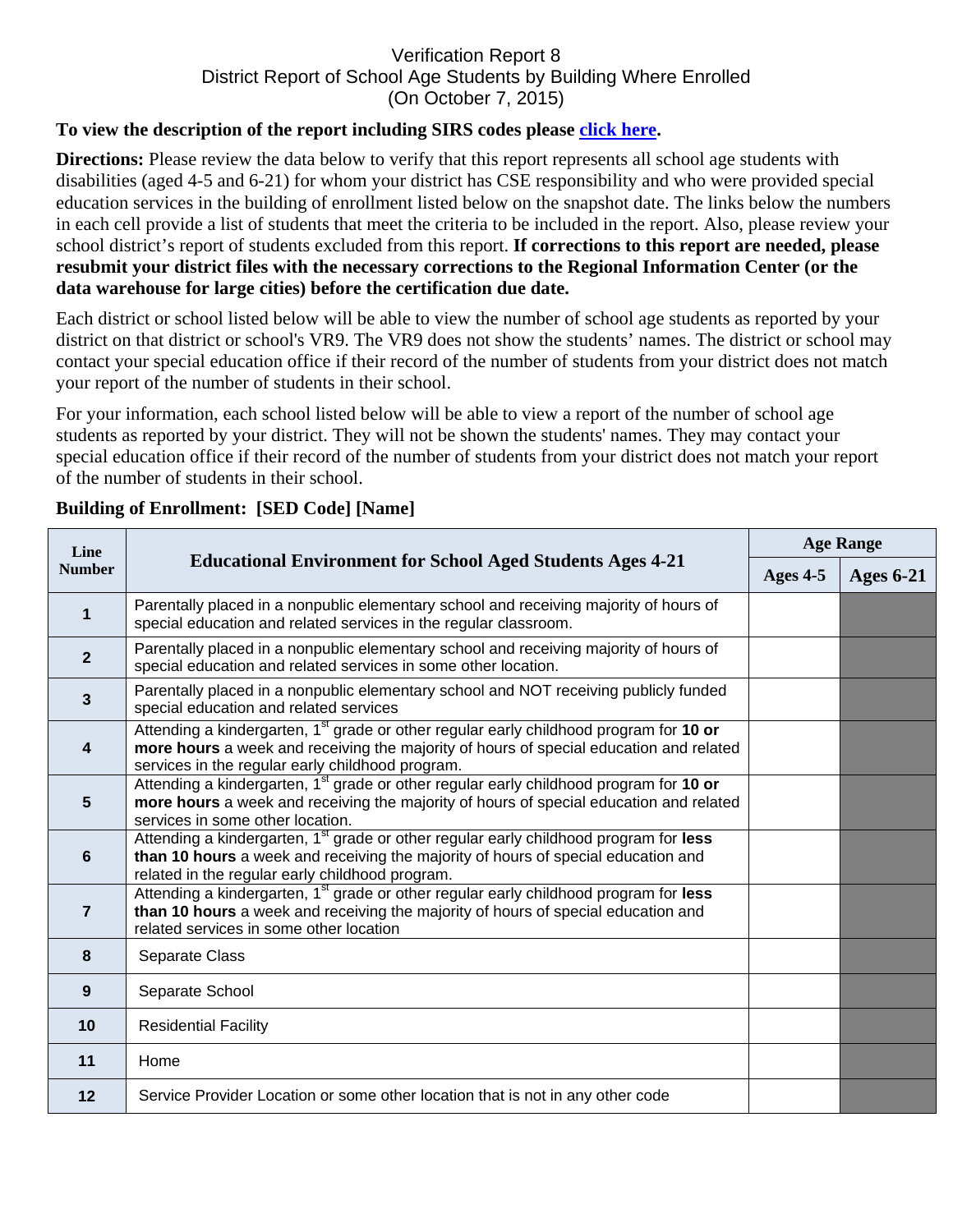# Verification Report 8
## District Report of School Age Students by Building Where Enrolled
### (On October 7, 2015)

**To view the description of the report including SIRS codes please click here.**

**Directions:** Please review the data below to verify that this report represents all school age students with disabilities (aged 4-5 and 6-21) for whom your district has CSE responsibility and who were provided special education services in the building of enrollment listed below on the snapshot date. The links below the numbers in each cell provide a list of students that meet the criteria to be included in the report. Also, please review your school district's report of students excluded from this report. **If corrections to this report are needed, please resubmit your district files with the necessary corrections to the Regional Information Center (or the data warehouse for large cities) before the certification due date.**

Each district or school listed below will be able to view the number of school age students as reported by your district on that district or school's VR9. The VR9 does not show the students' names. The district or school may contact your special education office if their record of the number of students from your district does not match your report of the number of students in their school.

For your information, each school listed below will be able to view a report of the number of school age students as reported by your district. They will not be shown the students' names. They may contact your special education office if their record of the number of students from your district does not match your report of the number of students in their school.

**Building of Enrollment: [SED Code] [Name]**

| Line Number | Educational Environment for School Aged Students Ages 4-21 | Age Range | |
|---|---|---|---|
| | | Ages 4-5 | Ages 6-21 |
| 1 | Parentally placed in a nonpublic elementary school and receiving majority of hours of special education and related services in the regular classroom. | | |
| 2 | Parentally placed in a nonpublic elementary school and receiving majority of hours of special education and related services in some other location. | | |
| 3 | Parentally placed in a nonpublic elementary school and NOT receiving publicly funded special education and related services | | |
| 4 | Attending a kindergarten, 1st grade or other regular early childhood program for **10 or more hours** a week and receiving the majority of hours of special education and related services in the regular early childhood program. | | |
| 5 | Attending a kindergarten, 1st grade or other regular early childhood program for **10 or more hours** a week and receiving the majority of hours of special education and related services in some other location. | | |
| 6 | Attending a kindergarten, 1st grade or other regular early childhood program for **less than 10 hours** a week and receiving the majority of hours of special education and related in the regular early childhood program. | | |
| 7 | Attending a kindergarten, 1st grade or other regular early childhood program for **less than 10 hours** a week and receiving the majority of hours of special education and related services in some other location | | |
| 8 | Separate Class | | |
| 9 | Separate School | | |
| 10 | Residential Facility | | |
| 11 | Home | | |
| 12 | Service Provider Location or some other location that is not in any other code | | |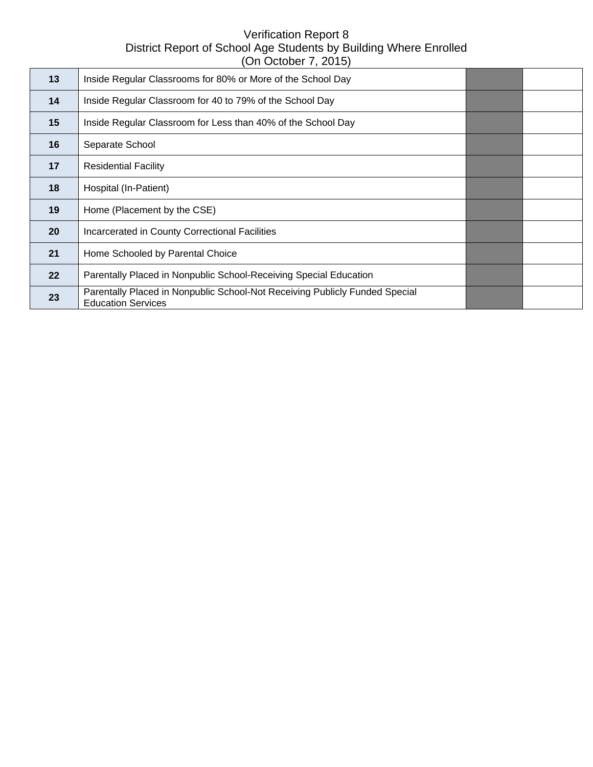Verification Report 8
District Report of School Age Students by Building Where Enrolled
(On October 7, 2015)

| | | | |
|---|---|---|---|
| **13** | Inside Regular Classrooms for 80% or More of the School Day | | |
| **14** | Inside Regular Classroom for 40 to 79% of the School Day | | |
| **15** | Inside Regular Classroom for Less than 40% of the School Day | | |
| **16** | Separate School | | |
| **17** | Residential Facility | | |
| **18** | Hospital (In-Patient) | | |
| **19** | Home (Placement by the CSE) | | |
| **20** | Incarcerated in County Correctional Facilities | | |
| **21** | Home Schooled by Parental Choice | | |
| **22** | Parentally Placed in Nonpublic School-Receiving Special Education | | |
| **23** | Parentally Placed in Nonpublic School-Not Receiving Publicly Funded Special Education Services | | |